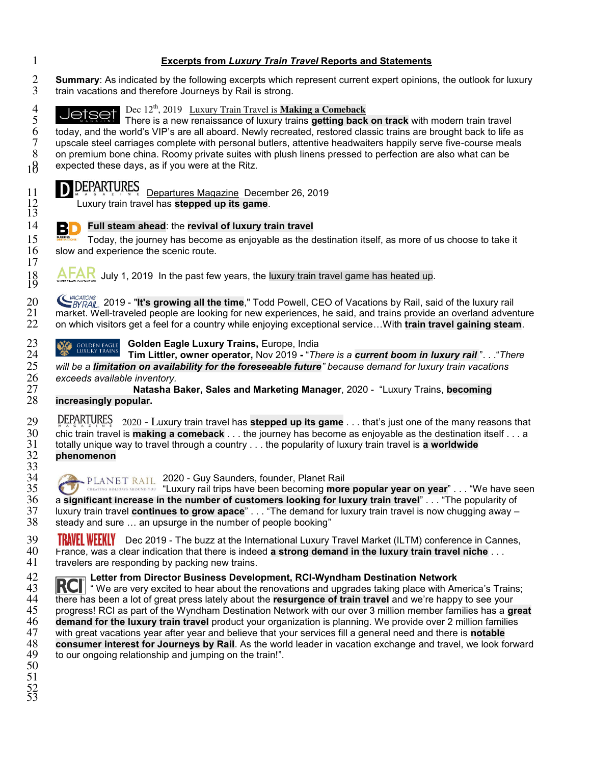# Excerpts from *Luxury Train Travel* Reports and Statements

**Summary**: As indicated by the following excerpts which represent current expert opinions, the outlook for luxury train vacations and therefore Journeys by Rail is strong.

Jetset Magazine — Dec 12th, 2019 Luxury Train Travel is **Making a Comeback**
There is a new renaissance of luxury trains **getting back on track** with modern train travel today, and the world's VIP's are all aboard. Newly recreated, restored classic trains are brought back to life as upscale steel carriages complete with personal butlers, attentive headwaiters happily serve five-course meals on premium bone china. Roomy private suites with plush linens pressed to perfection are also what can be expected these days, as if you were at the Ritz.

Departures Magazine — Departures Magazine December 26, 2019
Luxury train travel has **stepped up its game**.

BD Business Destinations — **Full steam ahead**: the **revival of luxury train travel**
Today, the journey has become as enjoyable as the destination itself, as more of us choose to take it slow and experience the scenic route.

AFAR — July 1, 2019 In the past few years, the luxury train travel game has heated up.

Vacations By Rail — 2019 - "**It's growing all the time**," Todd Powell, CEO of Vacations by Rail, said of the luxury rail market. Well-traveled people are looking for new experiences, he said, and trains provide an overland adventure on which visitors get a feel for a country while enjoying exceptional service…With **train travel gaining steam**.

Golden Eagle Luxury Trains — **Golden Eagle Luxury Trains,** Europe, India
**Tim Littler, owner operator,** Nov 2019 **-** "*There is a **current boom in luxury rail** ". . ."There will be a **limitation on availability for the foreseeable future**" because demand for luxury train vacations exceeds available inventory.*
**Natasha Baker, Sales and Marketing Manager**, 2020 - "Luxury Trains, **becoming increasingly popular.**

Departures Magazine — 2020 - Luxury train travel has **stepped up its game** . . . that's just one of the many reasons that chic train travel is **making a comeback** . . . the journey has become as enjoyable as the destination itself . . . a totally unique way to travel through a country . . . the popularity of luxury train travel is **a worldwide phenomenon**

Planet Rail — 2020 - Guy Saunders, founder, Planet Rail
"Luxury rail trips have been becoming **more popular year on year**" . . . "We have seen a **significant increase in the number of customers looking for luxury train travel**" . . . "The popularity of luxury train travel **continues to grow apace**" . . . "The demand for luxury train travel is now chugging away – steady and sure … an upsurge in the number of people booking"

Travel Weekly — Dec 2019 - The buzz at the International Luxury Travel Market (ILTM) conference in Cannes, France, was a clear indication that there is indeed **a strong demand in the luxury train travel niche** . . . travelers are responding by packing new trains.

RCI — **Letter from Director Business Development, RCI-Wyndham Destination Network**
" We are very excited to hear about the renovations and upgrades taking place with America's Trains; there has been a lot of great press lately about the **resurgence of train travel** and we're happy to see your progress! RCI as part of the Wyndham Destination Network with our over 3 million member families has a **great demand for the luxury train travel** product your organization is planning. We provide over 2 million families with great vacations year after year and believe that your services fill a general need and there is **notable consumer interest for Journeys by Rail**. As the world leader in vacation exchange and travel, we look forward to our ongoing relationship and jumping on the train!".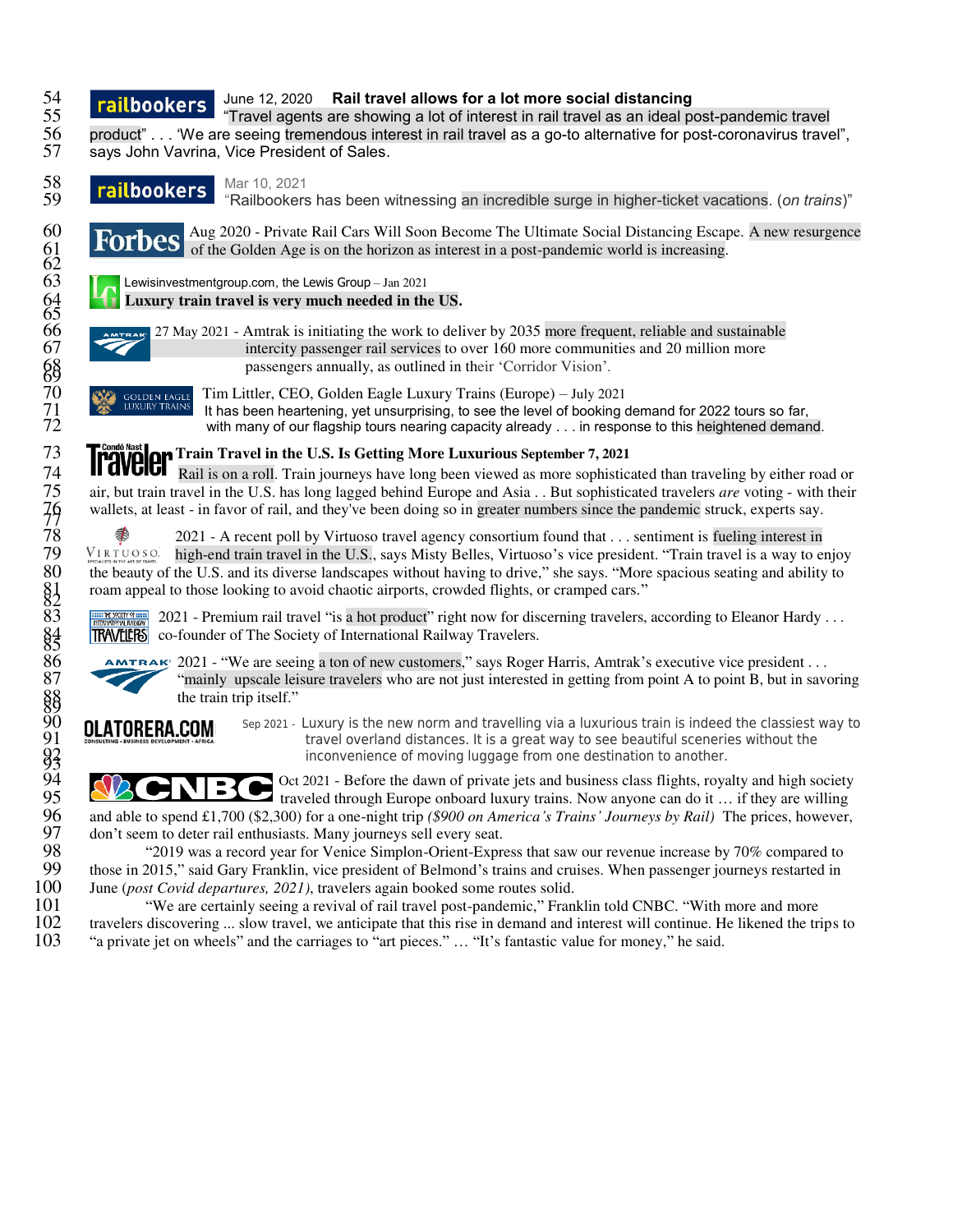**railbookers** June 12, 2020 **Rail travel allows for a lot more social distancing**
"Travel agents are showing a lot of interest in rail travel as an ideal post-pandemic travel product" . . . 'We are seeing tremendous interest in rail travel as a go-to alternative for post-coronavirus travel", says John Vavrina, Vice President of Sales.

**railbookers** Mar 10, 2021
"Railbookers has been witnessing an incredible surge in higher-ticket vacations. (*on trains*)"

**Forbes** Aug 2020 - Private Rail Cars Will Soon Become The Ultimate Social Distancing Escape. A new resurgence of the Golden Age is on the horizon as interest in a post-pandemic world is increasing.

Lewisinvestmentgroup.com, the Lewis Group – Jan 2021
**Luxury train travel is very much needed in the US.**

**AMTRAK** 27 May 2021 - Amtrak is initiating the work to deliver by 2035 more frequent, reliable and sustainable intercity passenger rail services to over 160 more communities and 20 million more passengers annually, as outlined in their 'Corridor Vision'.

**GOLDEN EAGLE LUXURY TRAINS** Tim Littler, CEO, Golden Eagle Luxury Trains (Europe) – July 2021
It has been heartening, yet unsurprising, to see the level of booking demand for 2022 tours so far, with many of our flagship tours nearing capacity already . . . in response to this heightened demand.

**Condé Nast Traveler** **Train Travel in the U.S. Is Getting More Luxurious September 7, 2021**
Rail is on a roll. Train journeys have long been viewed as more sophisticated than traveling by either road or air, but train travel in the U.S. has long lagged behind Europe and Asia . . But sophisticated travelers *are* voting - with their wallets, at least - in favor of rail, and they've been doing so in greater numbers since the pandemic struck, experts say.

**VIRTUOSO** 2021 - A recent poll by Virtuoso travel agency consortium found that . . . sentiment is fueling interest in high-end train travel in the U.S., says Misty Belles, Virtuoso's vice president. "Train travel is a way to enjoy the beauty of the U.S. and its diverse landscapes without having to drive," she says. "More spacious seating and ability to roam appeal to those looking to avoid chaotic airports, crowded flights, or cramped cars."

**The Society of International Railway Travelers** 2021 - Premium rail travel "is a hot product" right now for discerning travelers, according to Eleanor Hardy . . . co-founder of The Society of International Railway Travelers.

**AMTRAK** 2021 - "We are seeing a ton of new customers," says Roger Harris, Amtrak's executive vice president . . . "mainly upscale leisure travelers who are not just interested in getting from point A to point B, but in savoring the train trip itself."

**OLATORERA.COM** Sep 2021 - Luxury is the new norm and travelling via a luxurious train is indeed the classiest way to travel overland distances. It is a great way to see beautiful sceneries without the inconvenience of moving luggage from one destination to another.

**CNBC** Oct 2021 - Before the dawn of private jets and business class flights, royalty and high society traveled through Europe onboard luxury trains. Now anyone can do it … if they are willing and able to spend £1,700 ($2,300) for a one-night trip *($900 on America's Trains' Journeys by Rail)* The prices, however, don't seem to deter rail enthusiasts. Many journeys sell every seat.

"2019 was a record year for Venice Simplon-Orient-Express that saw our revenue increase by 70% compared to those in 2015," said Gary Franklin, vice president of Belmond's trains and cruises. When passenger journeys restarted in June (*post Covid departures, 2021*), travelers again booked some routes solid.

"We are certainly seeing a revival of rail travel post-pandemic," Franklin told CNBC. "With more and more travelers discovering ... slow travel, we anticipate that this rise in demand and interest will continue. He likened the trips to "a private jet on wheels" and the carriages to "art pieces." … "It's fantastic value for money," he said.